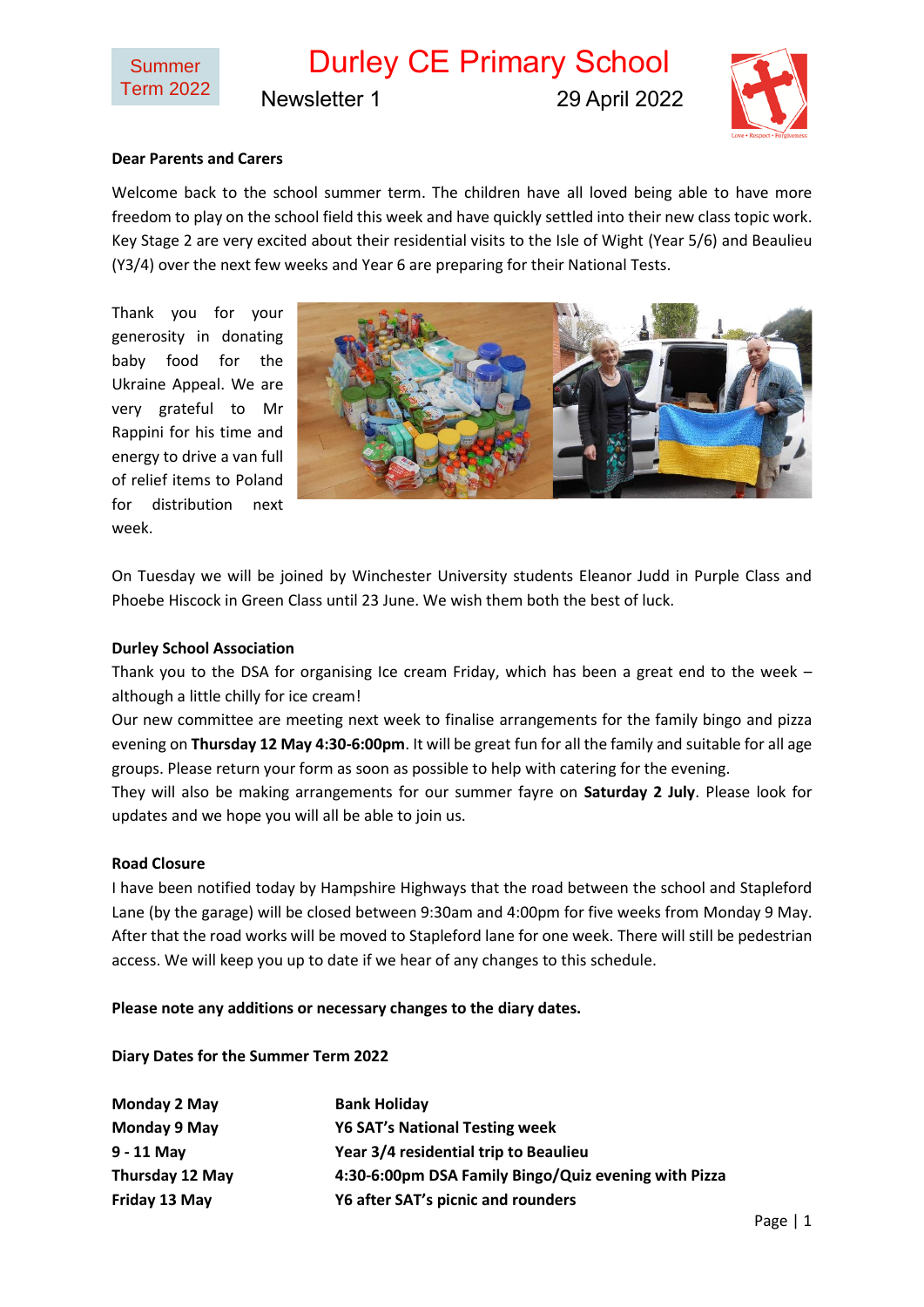Summer Term 2022

# Durley CE Primary School

Newsletter 1 29 April 2022

**Dear Parents and Carers**

Welcome back to the school summer term. The children have all loved being able to have more freedom to play on the school field this week and have quickly settled into their new class topic work. Key Stage 2 are very excited about their residential visits to the Isle of Wight (Year 5/6) and Beaulieu (Y3/4) over the next few weeks and Year 6 are preparing for their National Tests.

Thank you for your generosity in donating baby food for the Ukraine Appeal. We are very grateful to Mr Rappini for his time and energy to drive a van full of relief items to Poland for distribution next week.

On Tuesday we will be joined by Winchester University students Eleanor Judd in Purple Class and Phoebe Hiscock in Green Class until 23 June. We wish them both the best of luck.

**Durley School Association**

Thank you to the DSA for organising Ice cream Friday, which has been a great end to the week – although a little chilly for ice cream!

Our new committee are meeting next week to finalise arrangements for the family bingo and pizza evening on **Thursday 12 May 4:30-6:00pm**. It will be great fun for all the family and suitable for all age groups. Please return your form as soon as possible to help with catering for the evening.

They will also be making arrangements for our summer fayre on **Saturday 2 July**. Please look for updates and we hope you will all be able to join us.

**Road Closure**

I have been notified today by Hampshire Highways that the road between the school and Stapleford Lane (by the garage) will be closed between 9:30am and 4:00pm for five weeks from Monday 9 May. After that the road works will be moved to Stapleford lane for one week. There will still be pedestrian access. We will keep you up to date if we hear of any changes to this schedule.

**Please note any additions or necessary changes to the diary dates.**

**Diary Dates for the Summer Term 2022**

| | |
|---|---|
| **Monday 2 May** | **Bank Holiday** |
| **Monday 9 May** | **Y6 SAT's National Testing week** |
| **9 - 11 May** | **Year 3/4 residential trip to Beaulieu** |
| **Thursday 12 May** | **4:30-6:00pm DSA Family Bingo/Quiz evening with Pizza** |
| **Friday 13 May** | **Y6 after SAT's picnic and rounders** |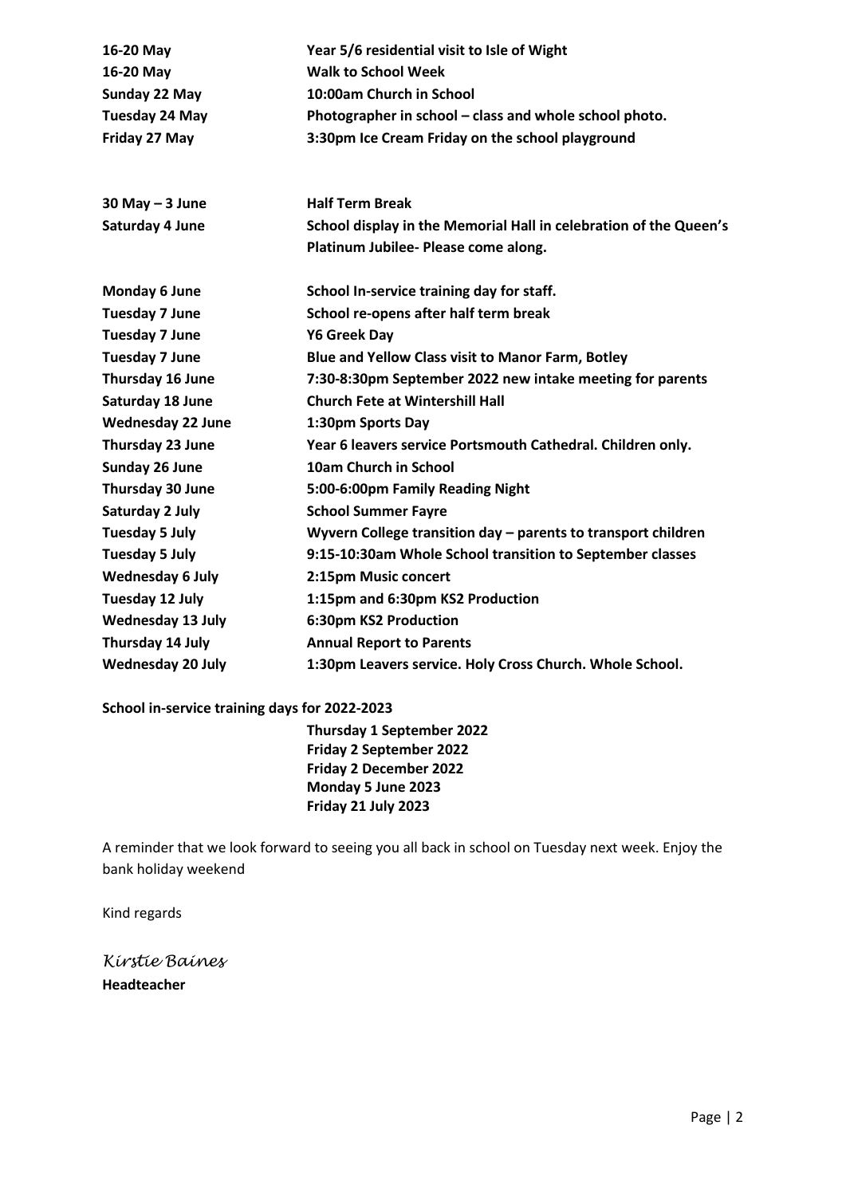| | |
|---|---|
| **16-20 May** | **Year 5/6 residential visit to Isle of Wight** |
| **16-20 May** | **Walk to School Week** |
| **Sunday 22 May** | **10:00am Church in School** |
| **Tuesday 24 May** | **Photographer in school – class and whole school photo.** |
| **Friday 27 May** | **3:30pm Ice Cream Friday on the school playground** |
| | |
| **30 May – 3 June** | **Half Term Break** |
| **Saturday 4 June** | **School display in the Memorial Hall in celebration of the Queen's Platinum Jubilee- Please come along.** |
| | |
| **Monday 6 June** | **School In-service training day for staff.** |
| **Tuesday 7 June** | **School re-opens after half term break** |
| **Tuesday 7 June** | **Y6 Greek Day** |
| **Tuesday 7 June** | **Blue and Yellow Class visit to Manor Farm, Botley** |
| **Thursday 16 June** | **7:30-8:30pm September 2022 new intake meeting for parents** |
| **Saturday 18 June** | **Church Fete at Wintershill Hall** |
| **Wednesday 22 June** | **1:30pm Sports Day** |
| **Thursday 23 June** | **Year 6 leavers service Portsmouth Cathedral. Children only.** |
| **Sunday 26 June** | **10am Church in School** |
| **Thursday 30 June** | **5:00-6:00pm Family Reading Night** |
| **Saturday 2 July** | **School Summer Fayre** |
| **Tuesday 5 July** | **Wyvern College transition day – parents to transport children** |
| **Tuesday 5 July** | **9:15-10:30am Whole School transition to September classes** |
| **Wednesday 6 July** | **2:15pm Music concert** |
| **Tuesday 12 July** | **1:15pm and 6:30pm KS2 Production** |
| **Wednesday 13 July** | **6:30pm KS2 Production** |
| **Thursday 14 July** | **Annual Report to Parents** |
| **Wednesday 20 July** | **1:30pm Leavers service. Holy Cross Church. Whole School.** |

**School in-service training days for 2022-2023**

**Thursday 1 September 2022**
**Friday 2 September 2022**
**Friday 2 December 2022**
**Monday 5 June 2023**
**Friday 21 July 2023**

A reminder that we look forward to seeing you all back in school on Tuesday next week. Enjoy the bank holiday weekend

Kind regards

*Kirstie Baines*
**Headteacher**